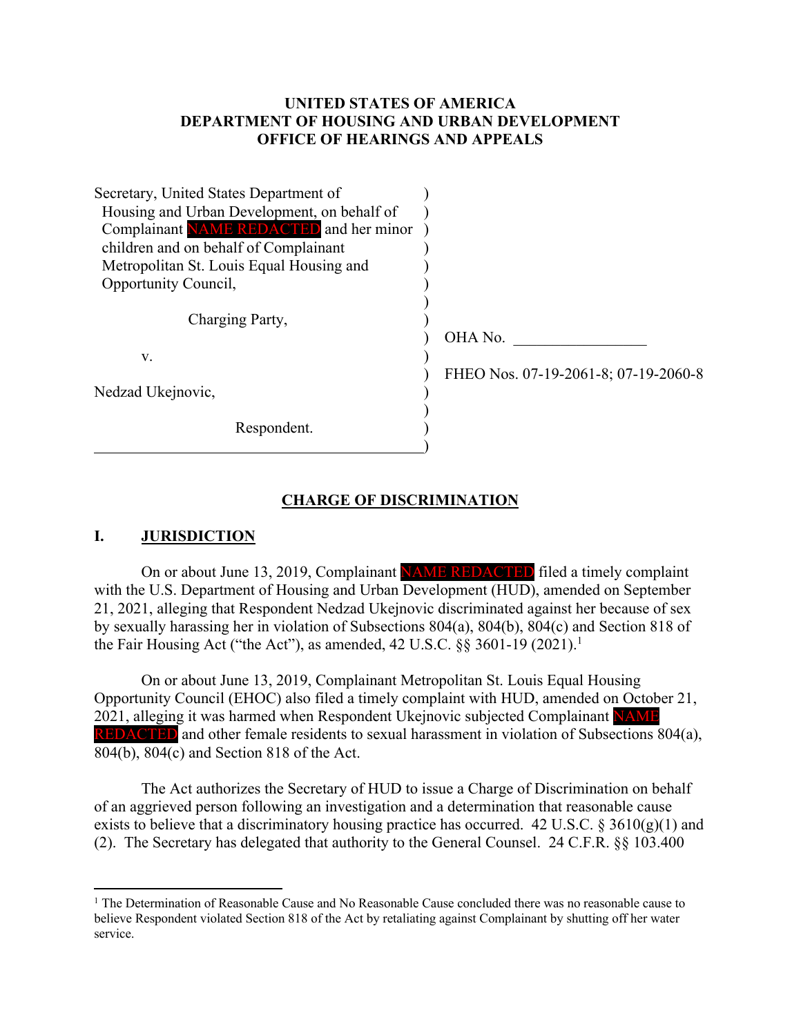# UNITED STATES OF AMERICA
# DEPARTMENT OF HOUSING AND URBAN DEVELOPMENT
# OFFICE OF HEARINGS AND APPEALS

| | |
|---|---|
| Secretary, United States Department of Housing and Urban Development, on behalf of Complainant NAME REDACTED and her minor children and on behalf of Complainant Metropolitan St. Louis Equal Housing and Opportunity Council, | |
| Charging Party, | OHA No. _________________ |
| v. | FHEO Nos. 07-19-2061-8; 07-19-2060-8 |
| Nedzad Ukejnovic, | |
| Respondent. | |

## CHARGE OF DISCRIMINATION

## I. JURISDICTION

On or about June 13, 2019, Complainant NAME REDACTED filed a timely complaint with the U.S. Department of Housing and Urban Development (HUD), amended on September 21, 2021, alleging that Respondent Nedzad Ukejnovic discriminated against her because of sex by sexually harassing her in violation of Subsections 804(a), 804(b), 804(c) and Section 818 of the Fair Housing Act ("the Act"), as amended, 42 U.S.C. §§ 3601-19 (2021).[1]

On or about June 13, 2019, Complainant Metropolitan St. Louis Equal Housing Opportunity Council (EHOC) also filed a timely complaint with HUD, amended on October 21, 2021, alleging it was harmed when Respondent Ukejnovic subjected Complainant NAME REDACTED and other female residents to sexual harassment in violation of Subsections 804(a), 804(b), 804(c) and Section 818 of the Act.

The Act authorizes the Secretary of HUD to issue a Charge of Discrimination on behalf of an aggrieved person following an investigation and a determination that reasonable cause exists to believe that a discriminatory housing practice has occurred. 42 U.S.C. § 3610(g)(1) and (2). The Secretary has delegated that authority to the General Counsel. 24 C.F.R. §§ 103.400

---

[1] The Determination of Reasonable Cause and No Reasonable Cause concluded there was no reasonable cause to believe Respondent violated Section 818 of the Act by retaliating against Complainant by shutting off her water service.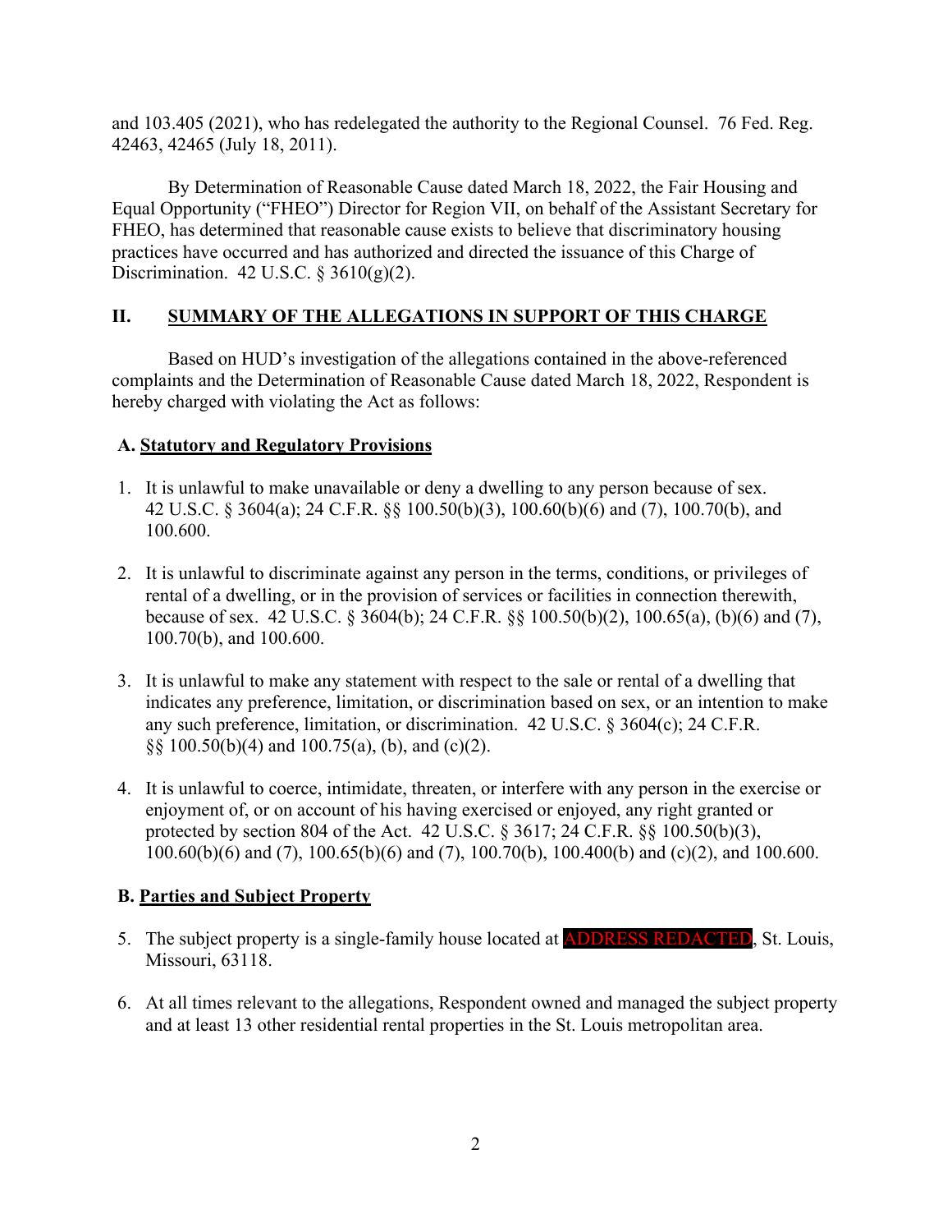and 103.405 (2021), who has redelegated the authority to the Regional Counsel. 76 Fed. Reg. 42463, 42465 (July 18, 2011).

By Determination of Reasonable Cause dated March 18, 2022, the Fair Housing and Equal Opportunity ("FHEO") Director for Region VII, on behalf of the Assistant Secretary for FHEO, has determined that reasonable cause exists to believe that discriminatory housing practices have occurred and has authorized and directed the issuance of this Charge of Discrimination. 42 U.S.C. § 3610(g)(2).

## II. SUMMARY OF THE ALLEGATIONS IN SUPPORT OF THIS CHARGE

Based on HUD's investigation of the allegations contained in the above-referenced complaints and the Determination of Reasonable Cause dated March 18, 2022, Respondent is hereby charged with violating the Act as follows:

### A. Statutory and Regulatory Provisions

1. It is unlawful to make unavailable or deny a dwelling to any person because of sex. 42 U.S.C. § 3604(a); 24 C.F.R. §§ 100.50(b)(3), 100.60(b)(6) and (7), 100.70(b), and 100.600.

2. It is unlawful to discriminate against any person in the terms, conditions, or privileges of rental of a dwelling, or in the provision of services or facilities in connection therewith, because of sex. 42 U.S.C. § 3604(b); 24 C.F.R. §§ 100.50(b)(2), 100.65(a), (b)(6) and (7), 100.70(b), and 100.600.

3. It is unlawful to make any statement with respect to the sale or rental of a dwelling that indicates any preference, limitation, or discrimination based on sex, or an intention to make any such preference, limitation, or discrimination. 42 U.S.C. § 3604(c); 24 C.F.R. §§ 100.50(b)(4) and 100.75(a), (b), and (c)(2).

4. It is unlawful to coerce, intimidate, threaten, or interfere with any person in the exercise or enjoyment of, or on account of his having exercised or enjoyed, any right granted or protected by section 804 of the Act. 42 U.S.C. § 3617; 24 C.F.R. §§ 100.50(b)(3), 100.60(b)(6) and (7), 100.65(b)(6) and (7), 100.70(b), 100.400(b) and (c)(2), and 100.600.

### B. Parties and Subject Property

5. The subject property is a single-family house located at ADDRESS REDACTED, St. Louis, Missouri, 63118.

6. At all times relevant to the allegations, Respondent owned and managed the subject property and at least 13 other residential rental properties in the St. Louis metropolitan area.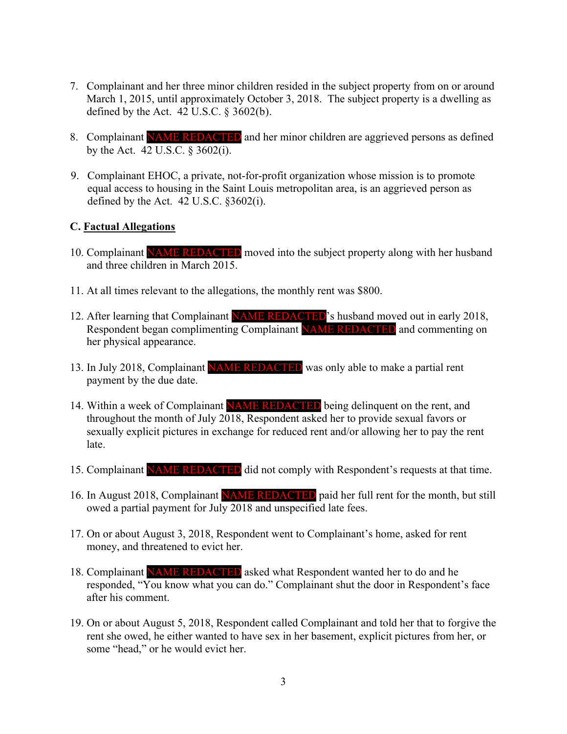7. Complainant and her three minor children resided in the subject property from on or around March 1, 2015, until approximately October 3, 2018. The subject property is a dwelling as defined by the Act. 42 U.S.C. § 3602(b).

8. Complainant NAME REDACTED and her minor children are aggrieved persons as defined by the Act. 42 U.S.C. § 3602(i).

9. Complainant EHOC, a private, not-for-profit organization whose mission is to promote equal access to housing in the Saint Louis metropolitan area, is an aggrieved person as defined by the Act. 42 U.S.C. §3602(i).

**C. Factual Allegations**

10. Complainant NAME REDACTED moved into the subject property along with her husband and three children in March 2015.

11. At all times relevant to the allegations, the monthly rent was $800.

12. After learning that Complainant NAME REDACTED's husband moved out in early 2018, Respondent began complimenting Complainant NAME REDACTED and commenting on her physical appearance.

13. In July 2018, Complainant NAME REDACTED was only able to make a partial rent payment by the due date.

14. Within a week of Complainant NAME REDACTED being delinquent on the rent, and throughout the month of July 2018, Respondent asked her to provide sexual favors or sexually explicit pictures in exchange for reduced rent and/or allowing her to pay the rent late.

15. Complainant NAME REDACTED did not comply with Respondent's requests at that time.

16. In August 2018, Complainant NAME REDACTED paid her full rent for the month, but still owed a partial payment for July 2018 and unspecified late fees.

17. On or about August 3, 2018, Respondent went to Complainant's home, asked for rent money, and threatened to evict her.

18. Complainant NAME REDACTED asked what Respondent wanted her to do and he responded, "You know what you can do." Complainant shut the door in Respondent's face after his comment.

19. On or about August 5, 2018, Respondent called Complainant and told her that to forgive the rent she owed, he either wanted to have sex in her basement, explicit pictures from her, or some "head," or he would evict her.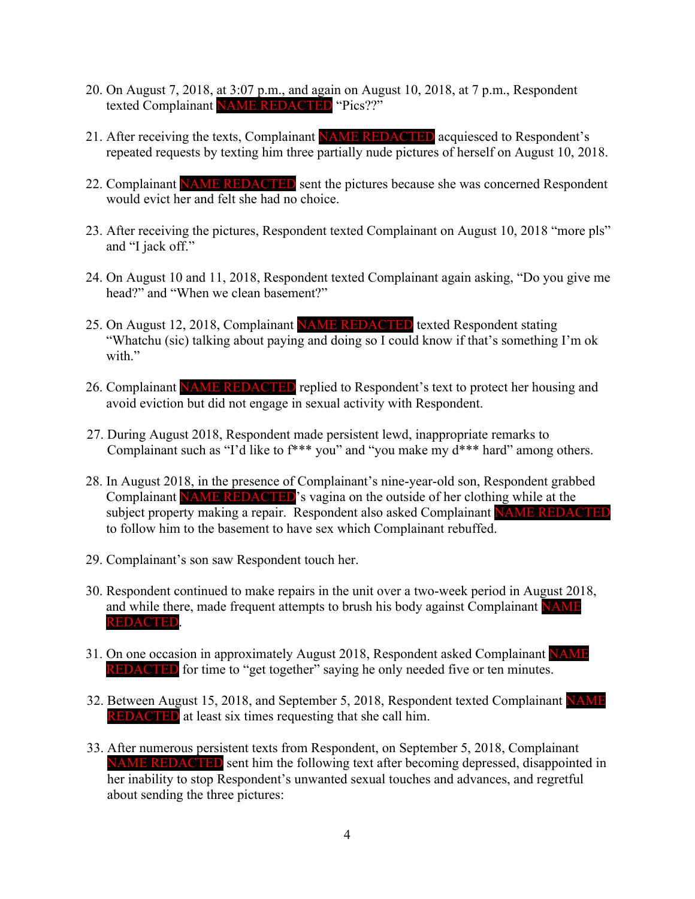20. On August 7, 2018, at 3:07 p.m., and again on August 10, 2018, at 7 p.m., Respondent texted Complainant NAME REDACTED "Pics??"

21. After receiving the texts, Complainant NAME REDACTED acquiesced to Respondent's repeated requests by texting him three partially nude pictures of herself on August 10, 2018.

22. Complainant NAME REDACTED sent the pictures because she was concerned Respondent would evict her and felt she had no choice.

23. After receiving the pictures, Respondent texted Complainant on August 10, 2018 "more pls" and "I jack off."

24. On August 10 and 11, 2018, Respondent texted Complainant again asking, "Do you give me head?" and "When we clean basement?"

25. On August 12, 2018, Complainant NAME REDACTED texted Respondent stating "Whatchu (sic) talking about paying and doing so I could know if that's something I'm ok with."

26. Complainant NAME REDACTED replied to Respondent's text to protect her housing and avoid eviction but did not engage in sexual activity with Respondent.

27. During August 2018, Respondent made persistent lewd, inappropriate remarks to Complainant such as "I'd like to f*** you" and "you make my d*** hard" among others.

28. In August 2018, in the presence of Complainant's nine-year-old son, Respondent grabbed Complainant NAME REDACTED's vagina on the outside of her clothing while at the subject property making a repair. Respondent also asked Complainant NAME REDACTED to follow him to the basement to have sex which Complainant rebuffed.

29. Complainant's son saw Respondent touch her.

30. Respondent continued to make repairs in the unit over a two-week period in August 2018, and while there, made frequent attempts to brush his body against Complainant NAME REDACTED.

31. On one occasion in approximately August 2018, Respondent asked Complainant NAME REDACTED for time to "get together" saying he only needed five or ten minutes.

32. Between August 15, 2018, and September 5, 2018, Respondent texted Complainant NAME REDACTED at least six times requesting that she call him.

33. After numerous persistent texts from Respondent, on September 5, 2018, Complainant NAME REDACTED sent him the following text after becoming depressed, disappointed in her inability to stop Respondent's unwanted sexual touches and advances, and regretful about sending the three pictures: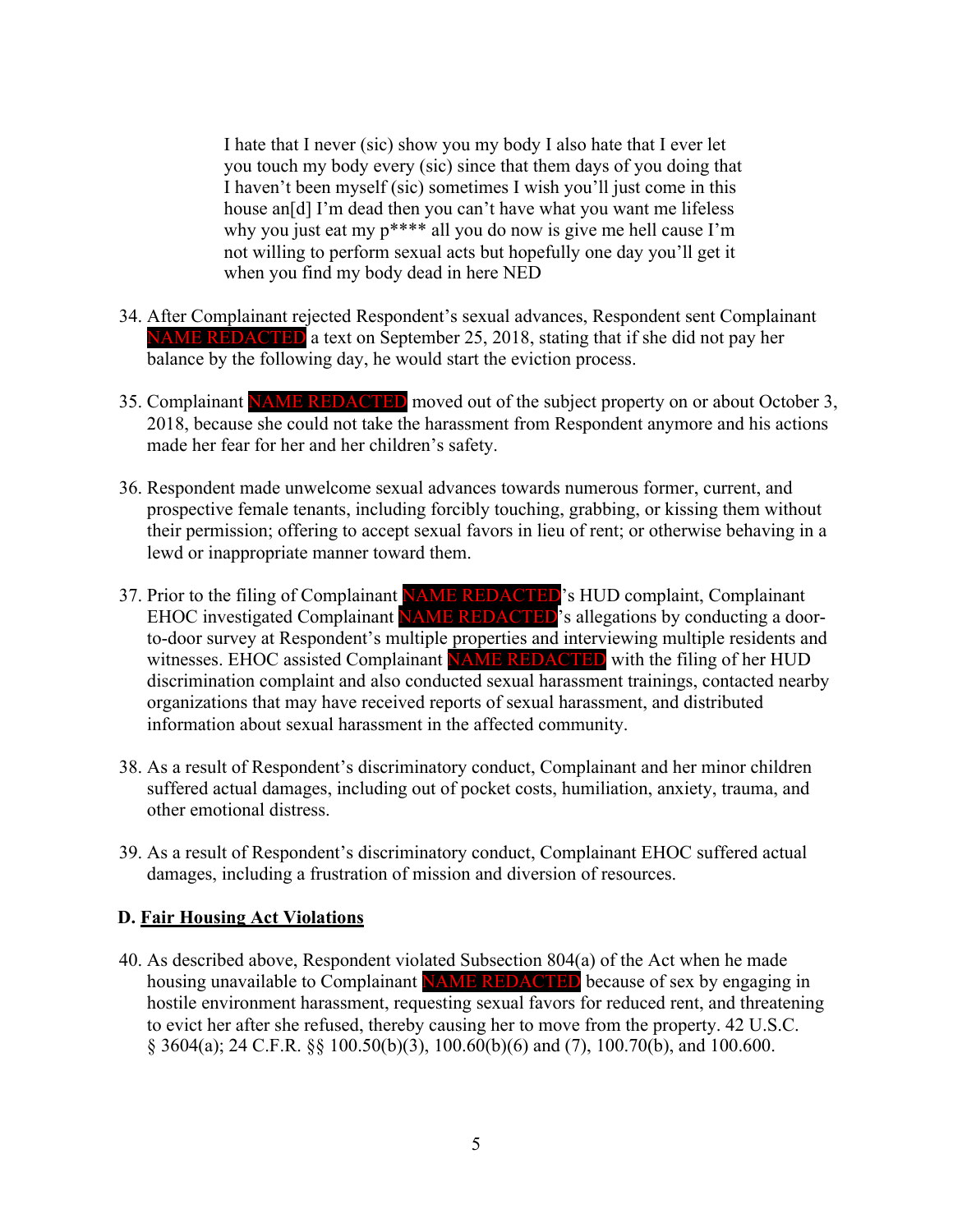> I hate that I never (sic) show you my body I also hate that I ever let you touch my body every (sic) since that them days of you doing that I haven't been myself (sic) sometimes I wish you'll just come in this house an[d] I'm dead then you can't have what you want me lifeless why you just eat my p**** all you do now is give me hell cause I'm not willing to perform sexual acts but hopefully one day you'll get it when you find my body dead in here NED

34. After Complainant rejected Respondent's sexual advances, Respondent sent Complainant NAME REDACTED a text on September 25, 2018, stating that if she did not pay her balance by the following day, he would start the eviction process.

35. Complainant NAME REDACTED moved out of the subject property on or about October 3, 2018, because she could not take the harassment from Respondent anymore and his actions made her fear for her and her children's safety.

36. Respondent made unwelcome sexual advances towards numerous former, current, and prospective female tenants, including forcibly touching, grabbing, or kissing them without their permission; offering to accept sexual favors in lieu of rent; or otherwise behaving in a lewd or inappropriate manner toward them.

37. Prior to the filing of Complainant NAME REDACTED's HUD complaint, Complainant EHOC investigated Complainant NAME REDACTED's allegations by conducting a door-to-door survey at Respondent's multiple properties and interviewing multiple residents and witnesses. EHOC assisted Complainant NAME REDACTED with the filing of her HUD discrimination complaint and also conducted sexual harassment trainings, contacted nearby organizations that may have received reports of sexual harassment, and distributed information about sexual harassment in the affected community.

38. As a result of Respondent's discriminatory conduct, Complainant and her minor children suffered actual damages, including out of pocket costs, humiliation, anxiety, trauma, and other emotional distress.

39. As a result of Respondent's discriminatory conduct, Complainant EHOC suffered actual damages, including a frustration of mission and diversion of resources.

### D. <u>Fair Housing Act Violations</u>

40. As described above, Respondent violated Subsection 804(a) of the Act when he made housing unavailable to Complainant NAME REDACTED because of sex by engaging in hostile environment harassment, requesting sexual favors for reduced rent, and threatening to evict her after she refused, thereby causing her to move from the property. 42 U.S.C. § 3604(a); 24 C.F.R. §§ 100.50(b)(3), 100.60(b)(6) and (7), 100.70(b), and 100.600.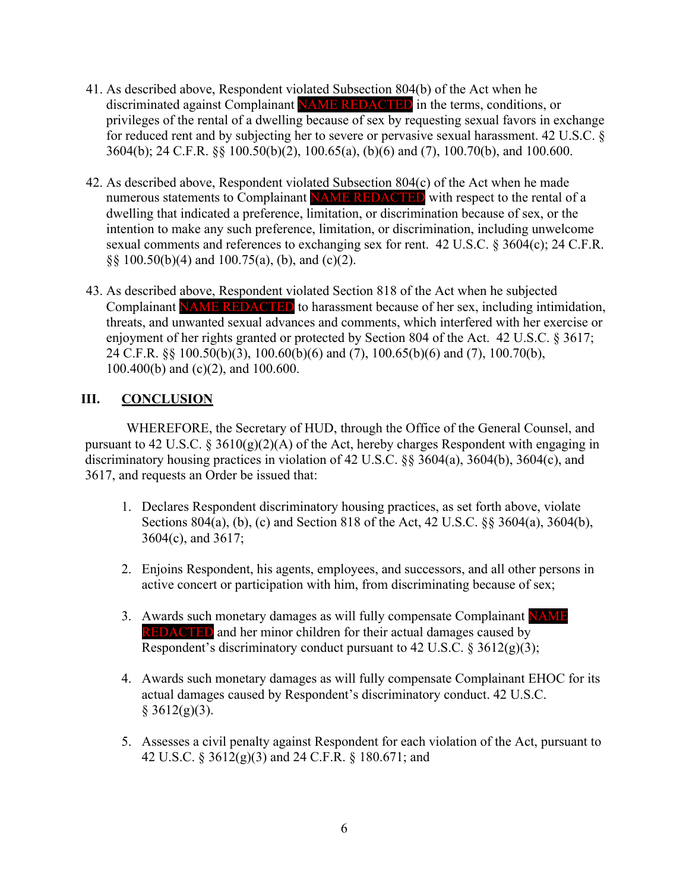41. As described above, Respondent violated Subsection 804(b) of the Act when he discriminated against Complainant NAME REDACTED in the terms, conditions, or privileges of the rental of a dwelling because of sex by requesting sexual favors in exchange for reduced rent and by subjecting her to severe or pervasive sexual harassment. 42 U.S.C. § 3604(b); 24 C.F.R. §§ 100.50(b)(2), 100.65(a), (b)(6) and (7), 100.70(b), and 100.600.

42. As described above, Respondent violated Subsection 804(c) of the Act when he made numerous statements to Complainant NAME REDACTED with respect to the rental of a dwelling that indicated a preference, limitation, or discrimination because of sex, or the intention to make any such preference, limitation, or discrimination, including unwelcome sexual comments and references to exchanging sex for rent. 42 U.S.C. § 3604(c); 24 C.F.R. §§ 100.50(b)(4) and 100.75(a), (b), and (c)(2).

43. As described above, Respondent violated Section 818 of the Act when he subjected Complainant NAME REDACTED to harassment because of her sex, including intimidation, threats, and unwanted sexual advances and comments, which interfered with her exercise or enjoyment of her rights granted or protected by Section 804 of the Act. 42 U.S.C. § 3617; 24 C.F.R. §§ 100.50(b)(3), 100.60(b)(6) and (7), 100.65(b)(6) and (7), 100.70(b), 100.400(b) and (c)(2), and 100.600.

## III. CONCLUSION

WHEREFORE, the Secretary of HUD, through the Office of the General Counsel, and pursuant to 42 U.S.C. § 3610(g)(2)(A) of the Act, hereby charges Respondent with engaging in discriminatory housing practices in violation of 42 U.S.C. §§ 3604(a), 3604(b), 3604(c), and 3617, and requests an Order be issued that:

1. Declares Respondent discriminatory housing practices, as set forth above, violate Sections 804(a), (b), (c) and Section 818 of the Act, 42 U.S.C. §§ 3604(a), 3604(b), 3604(c), and 3617;

2. Enjoins Respondent, his agents, employees, and successors, and all other persons in active concert or participation with him, from discriminating because of sex;

3. Awards such monetary damages as will fully compensate Complainant NAME REDACTED and her minor children for their actual damages caused by Respondent's discriminatory conduct pursuant to 42 U.S.C. § 3612(g)(3);

4. Awards such monetary damages as will fully compensate Complainant EHOC for its actual damages caused by Respondent's discriminatory conduct. 42 U.S.C. § 3612(g)(3).

5. Assesses a civil penalty against Respondent for each violation of the Act, pursuant to 42 U.S.C. § 3612(g)(3) and 24 C.F.R. § 180.671; and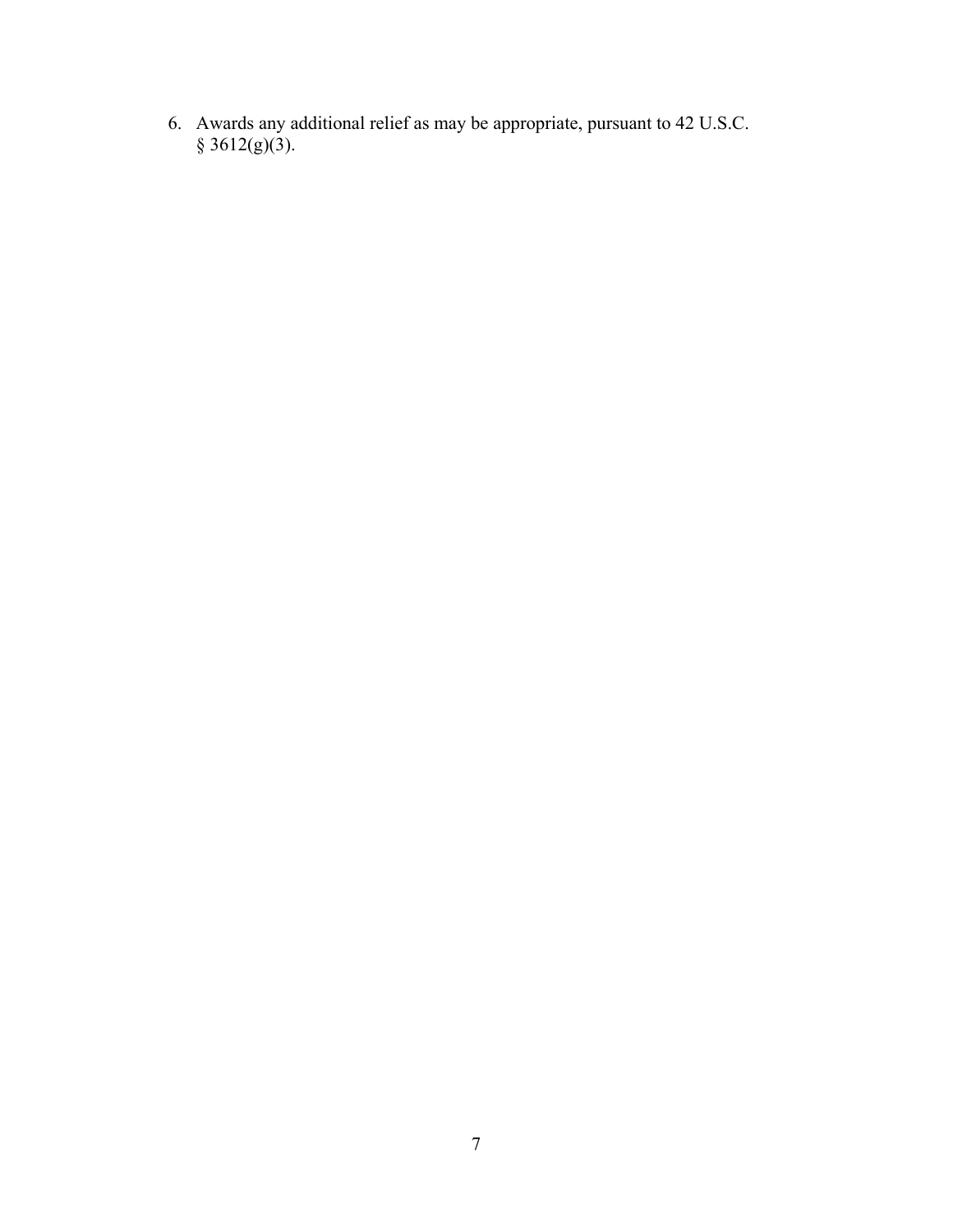6. Awards any additional relief as may be appropriate, pursuant to 42 U.S.C. § 3612(g)(3).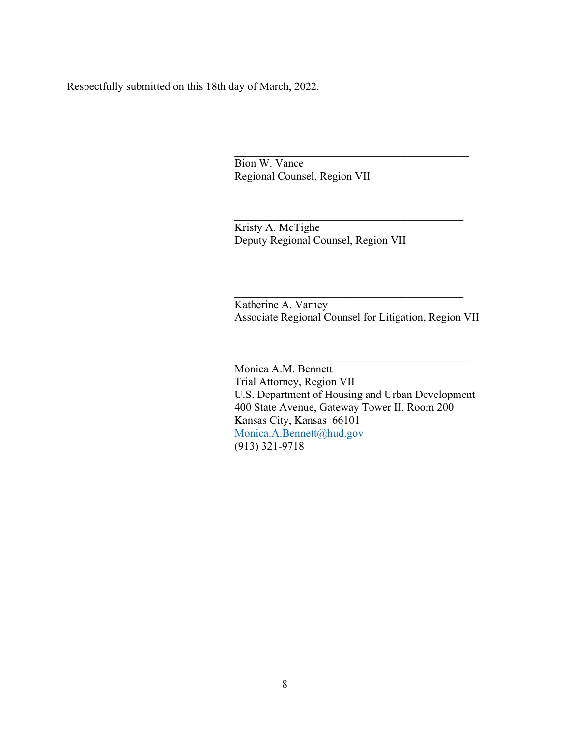Respectfully submitted on this 18th day of March, 2022.

\_\_\_\_\_\_\_\_\_\_\_\_\_\_\_\_\_\_\_\_\_\_\_\_\_\_\_\_\_\_\_\_\_\_\_\_\_\_\_\_\_\_

Bion W. Vance
Regional Counsel, Region VII

\_\_\_\_\_\_\_\_\_\_\_\_\_\_\_\_\_\_\_\_\_\_\_\_\_\_\_\_\_\_\_\_\_\_\_\_\_\_\_\_\_\_

Kristy A. McTighe
Deputy Regional Counsel, Region VII

\_\_\_\_\_\_\_\_\_\_\_\_\_\_\_\_\_\_\_\_\_\_\_\_\_\_\_\_\_\_\_\_\_\_\_\_\_\_\_\_\_\_

Katherine A. Varney
Associate Regional Counsel for Litigation, Region VII

\_\_\_\_\_\_\_\_\_\_\_\_\_\_\_\_\_\_\_\_\_\_\_\_\_\_\_\_\_\_\_\_\_\_\_\_\_\_\_\_\_\_

Monica A.M. Bennett
Trial Attorney, Region VII
U.S. Department of Housing and Urban Development
400 State Avenue, Gateway Tower II, Room 200
Kansas City, Kansas 66101
Monica.A.Bennett@hud.gov
(913) 321-9718